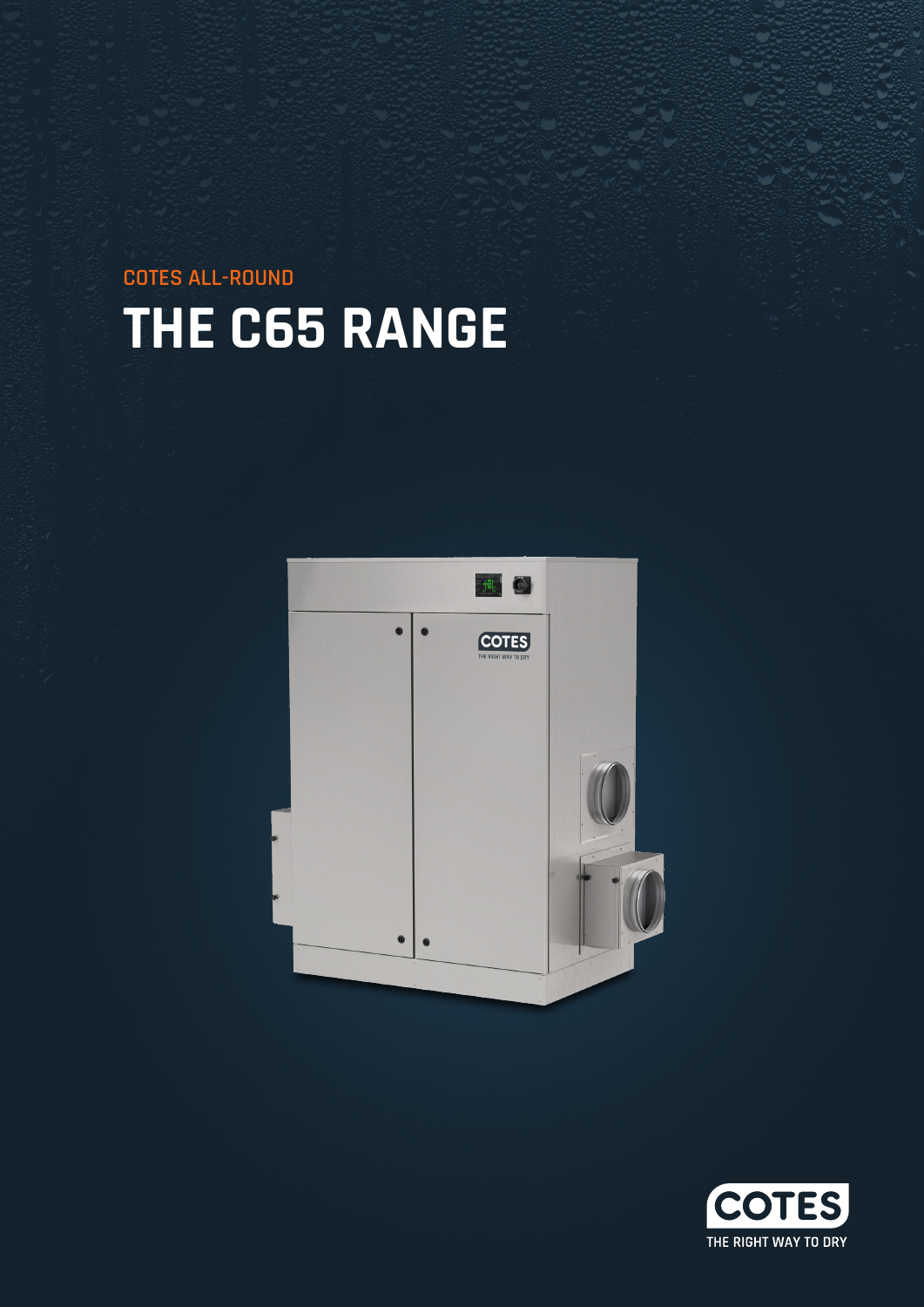COTES ALL-ROUND

# THE C65 RANGE

COTES

THE RIGHT WAY TO DRY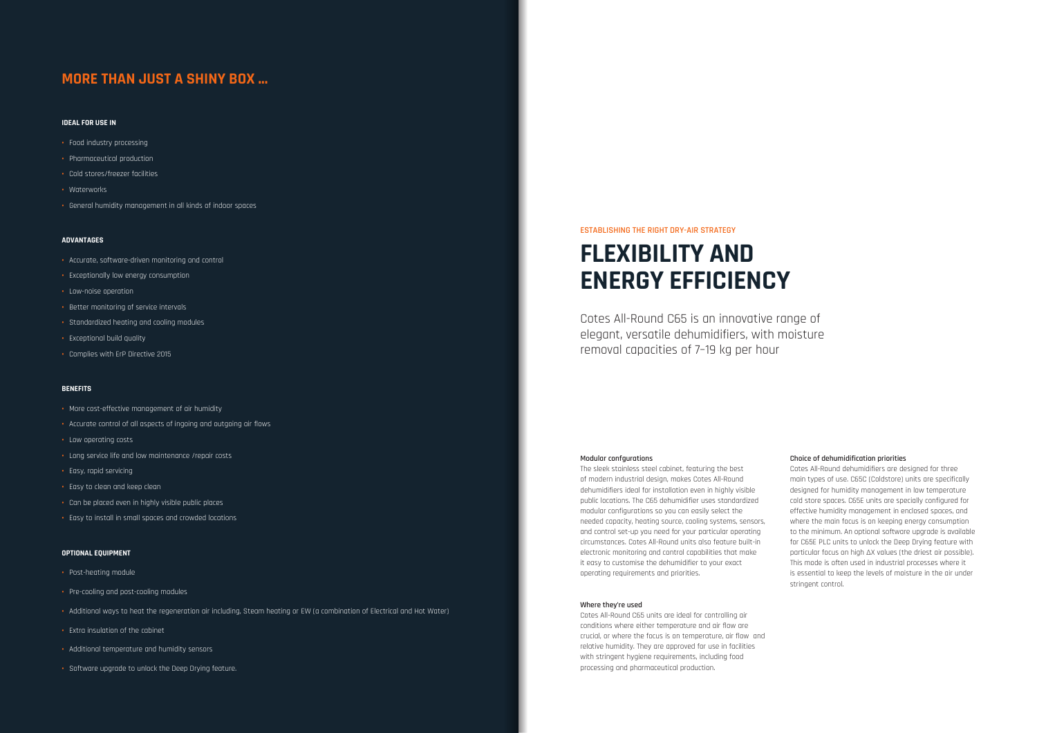## MORE THAN JUST A SHINY BOX ...

**IDEAL FOR USE IN**

- Food industry processing
- Pharmaceutical production
- Cold stores/freezer facilities
- Waterworks
- General humidity management in all kinds of indoor spaces

**ADVANTAGES**

- Accurate, software-driven monitoring and control
- Exceptionally low energy consumption
- Low-noise operation
- Better monitoring of service intervals
- Standardized heating and cooling modules
- Exceptional build quality
- Complies with ErP Directive 2015

**BENEFITS**

- More cost-effective management of air humidity
- Accurate control of all aspects of ingoing and outgoing air flows
- Low operating costs
- Long service life and low maintenance /repair costs
- Easy, rapid servicing
- Easy to clean and keep clean
- Can be placed even in highly visible public places
- Easy to install in small spaces and crowded locations

**OPTIONAL EQUIPMENT**

- Post-heating module
- Pre-cooling and post-cooling modules
- Additional ways to heat the regeneration air including, Steam heating or EW (a combination of Electrical and Hot Water)
- Extra insulation of the cabinet
- Additional temperature and humidity sensors
- Software upgrade to unlock the Deep Drying feature.

ESTABLISHING THE RIGHT DRY-AIR STRATEGY

# FLEXIBILITY AND ENERGY EFFICIENCY

Cotes All-Round C65 is an innovative range of elegant, versatile dehumidifiers, with moisture removal capacities of 7–19 kg per hour

**Modular confgurations**

The sleek stainless steel cabinet, featuring the best of modern industrial design, makes Cotes All-Round dehumidifiers ideal for installation even in highly visible public locations. The C65 dehumidifier uses standardized modular configurations so you can easily select the needed capacity, heating source, cooling systems, sensors, and control set-up you need for your particular operating circumstances. Cotes All-Round units also feature built-in electronic monitoring and control capabilities that make it easy to customise the dehumidifier to your exact operating requirements and priorities.

**Where they're used**

Cotes All-Round C65 units are ideal for controlling air conditions where either temperature and air flow are crucial, or where the focus is on temperature, air flow and relative humidity. They are approved for use in facilities with stringent hygiene requirements, including food processing and pharmaceutical production.

**Choice of dehumidification priorities**

Cotes All-Round dehumidifiers are designed for three main types of use. C65C (Coldstore) units are specifically designed for humidity management in low temperature cold store spaces. C65E units are specially configured for effective humidity management in enclosed spaces, and where the main focus is on keeping energy consumption to the minimum. An optional software upgrade is available for C65E PLC units to unlock the Deep Drying feature with particular focus on high $\Delta X$ values (the driest air possible). This mode is often used in industrial processes where it is essential to keep the levels of moisture in the air under stringent control.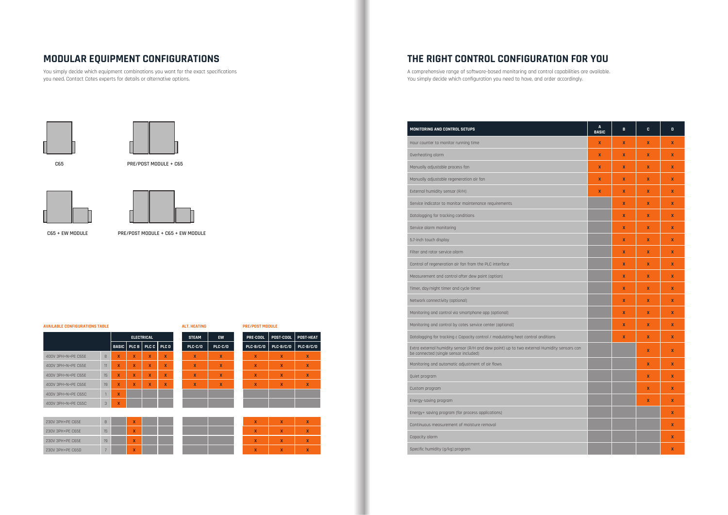## MODULAR EQUIPMENT CONFIGURATIONS

You simply decide which equipment combinations you want for the exact specifications you need. Contact Cotes experts for details or alternative options.

C65

PRE/POST MODULE + C65

C65 + EW MODULE

PRE/POST MODULE + C65 + EW MODULE

**AVAILABLE CONFIGURATIONS TABLE**

| | | ELECTRICAL | | | | ALT. HEATING | | PRE/POST MODULE | | |
|---|---|---|---|---|---|---|---|---|---|---|
| | | BASIC | PLC B | PLC C | PLC D | STEAM PLC-C/D | EW PLC-C/D | PRE-COOL PLC-B/C/D | POST-COOL PLC-B/C/D | POST-HEAT PLC-B/C/D |
| 400V 3PH+N+PE C65E | 8 | X | X | X | X | X | X | X | X | X |
| 400V 3PH+N+PE C65E | 11 | X | X | X | X | X | X | X | X | X |
| 400V 3PH+N+PE C65E | 15 | X | X | X | X | X | X | X | X | X |
| 400V 3PH+N+PE C65E | 19 | X | X | X | X | X | X | X | X | X |
| 400V 3PH+N+PE C65C | 1 | X | | | | | | | | |
| 400V 3PH+N+PE C65C | 3 | X | | | | | | | | |
| 230V 3PH+PE C65E | 8 | | X | | | | | X | X | X |
| 230V 3PH+PE C65E | 15 | | X | | | | | X | X | X |
| 230V 3PH+PE C65E | 19 | | X | | | | | X | X | X |
| 230V 3PH+PE C65D | 7 | | X | | | | | X | X | X |

## THE RIGHT CONTROL CONFIGURATION FOR YOU

A comprehensive range of software-based monitoring and control capabilities are available. You simply decide which configuration you need to have, and order accordingly.

| MONITORING AND CONTROL SETUPS | A BASIC | B | C | D |
|---|---|---|---|---|
| Hour counter to monitor running time | X | X | X | X |
| Overheating alarm | X | X | X | X |
| Manually adjustable process fan | X | X | X | X |
| Manually adjustable regeneration air fan | X | X | X | X |
| External humidity sensor (R/H) | X | X | X | X |
| Service indicator to monitor maintenance requirements | | X | X | X |
| Datalogging for tracking conditions | | X | X | X |
| Service alarm monitoring | | X | X | X |
| 5.7-inch touch display | | X | X | X |
| Filter and rotor service alarm | | X | X | X |
| Control of regeneration air fan from the PLC interface | | X | X | X |
| Measurement and control after dew point (option) | | X | X | X |
| Timer, day/night timer and cycle timer | | X | X | X |
| Network connectivity (optional) | | X | X | X |
| Monitoring and control via smartphone app (optional) | | X | X | X |
| Monitoring and control by cotes service center (optional) | | X | X | X |
| Datalogging for tracking c Capacity control / modulating heat control onditions | | X | X | X |
| Extra external humidity sensor (R/H and dew point) up to two external Humidity sensors can be connected (single sensor included) | | | X | X |
| Monitoring and automatic adjustment of air flows | | | X | X |
| Quiet program | | | X | X |
| Custom program | | | X | X |
| Energy-saving program | | | X | X |
| Energy+ saving program (for process applications) | | | | X |
| Continuous measurement of moisture removal | | | | X |
| Capacity alarm | | | | X |
| Specific humidity (g/kg) program | | | | X |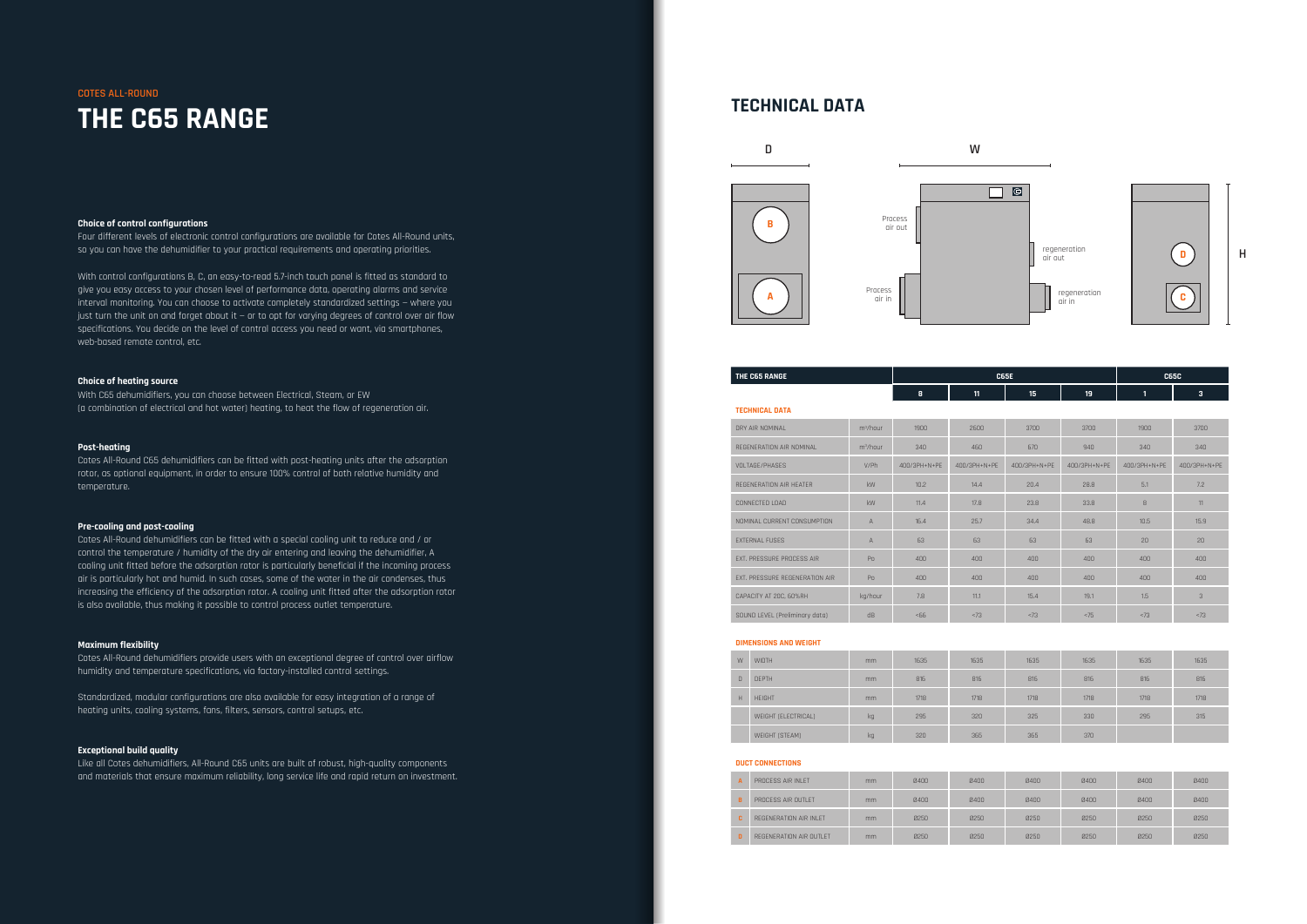COTES ALL-ROUND

# THE C65 RANGE

### Choice of control configurations

Four different levels of electronic control configurations are available for Cotes All-Round units, so you can have the dehumidifier to your practical requirements and operating priorities.

With control configurations B, C, an easy-to-read 5.7-inch touch panel is fitted as standard to give you easy access to your chosen level of performance data, operating alarms and service interval monitoring. You can choose to activate completely standardized settings – where you just turn the unit on and forget about it – or to opt for varying degrees of control over air flow specifications. You decide on the level of control access you need or want, via smartphones, web-based remote control, etc.

### Choice of heating source

With C65 dehumidifiers, you can choose between Electrical, Steam, or EW (a combination of electrical and hot water) heating, to heat the flow of regeneration air.

### Post-heating

Cotes All-Round C65 dehumidifiers can be fitted with post-heating units after the adsorption rotor, as optional equipment, in order to ensure 100% control of both relative humidity and temperature.

### Pre-cooling and post-cooling

Cotes All-Round dehumidifiers can be fitted with a special cooling unit to reduce and / or control the temperature / humidity of the dry air entering and leaving the dehumidifier, A cooling unit fitted before the adsorption rotor is particularly beneficial if the incoming process air is particularly hot and humid. In such cases, some of the water in the air condenses, thus increasing the efficiency of the adsorption rotor. A cooling unit fitted after the adsorption rotor is also available, thus making it possible to control process outlet temperature.

### Maximum flexibility

Cotes All-Round dehumidifiers provide users with an exceptional degree of control over airflow humidity and temperature specifications, via factory-installed control settings.

Standardized, modular configurations are also available for easy integration of a range of heating units, cooling systems, fans, filters, sensors, control setups, etc.

### Exceptional build quality

Like all Cotes dehumidifiers, All-Round C65 units are built of robust, high-quality components and materials that ensure maximum reliability, long service life and rapid return on investment.

## TECHNICAL DATA

D W H

Process air out
regeneration air out
Process air in
regeneration air in

| THE C65 RANGE | | C65E | | | | C65C | |
|---|---|---|---|---|---|---|---|
| | | 8 | 11 | 15 | 19 | 1 | 3 |
| **TECHNICAL DATA** | | | | | | | |
| DRY AIR NOMINAL | m³/hour | 1900 | 2600 | 3700 | 3700 | 1900 | 3700 |
| REGENERATION AIR NOMINAL | m³/hour | 340 | 460 | 670 | 940 | 340 | 340 |
| VOLTAGE/PHASES | V/Ph | 400/3PH+N+PE | 400/3PH+N+PE | 400/3PH+N+PE | 400/3PH+N+PE | 400/3PH+N+PE | 400/3PH+N+PE |
| REGENERATION AIR HEATER | kW | 10.2 | 14.4 | 20.4 | 28.8 | 5.1 | 7.2 |
| CONNECTED LOAD | kW | 11.4 | 17.8 | 23.8 | 33.8 | 8 | 11 |
| NOMINAL CURRENT CONSUMPTION | A | 16.4 | 25.7 | 34.4 | 48.8 | 10.5 | 15.9 |
| EXTERNAL FUSES | A | 63 | 63 | 63 | 63 | 20 | 20 |
| EXT. PRESSURE PROCESS AIR | Pa | 400 | 400 | 400 | 400 | 400 | 400 |
| EXT. PRESSURE REGENERATION AIR | Pa | 400 | 400 | 400 | 400 | 400 | 400 |
| CAPACITY AT 20C, 60%RH | kg/hour | 7.8 | 11.1 | 15.4 | 19.1 | 1.5 | 3 |
| SOUND LEVEL (Preliminary data) | dB | <66 | <73 | <73 | <75 | <73 | <73 |

**DIMENSIONS AND WEIGHT**

| | | | C65E 8 | C65E 11 | C65E 15 | C65E 19 | C65C 1 | C65C 3 |
|---|---|---|---|---|---|---|---|---|
| W | WIDTH | mm | 1635 | 1635 | 1635 | 1635 | 1635 | 1635 |
| D | DEPTH | mm | 816 | 816 | 816 | 816 | 816 | 816 |
| H | HEIGHT | mm | 1718 | 1718 | 1718 | 1718 | 1718 | 1718 |
| | WEIGHT (ELECTRICAL) | kg | 295 | 320 | 325 | 330 | 295 | 315 |
| | WEIGHT (STEAM) | kg | 320 | 365 | 365 | 370 | | |

**DUCT CONNECTIONS**

| | | | C65E 8 | C65E 11 | C65E 15 | C65E 19 | C65C 1 | C65C 3 |
|---|---|---|---|---|---|---|---|---|
| A | PROCESS AIR INLET | mm | Ø400 | Ø400 | Ø400 | Ø400 | Ø400 | Ø400 |
| B | PROCESS AIR OUTLET | mm | Ø400 | Ø400 | Ø400 | Ø400 | Ø400 | Ø400 |
| C | REGENERATION AIR INLET | mm | Ø250 | Ø250 | Ø250 | Ø250 | Ø250 | Ø250 |
| D | REGENERATION AIR OUTLET | mm | Ø250 | Ø250 | Ø250 | Ø250 | Ø250 | Ø250 |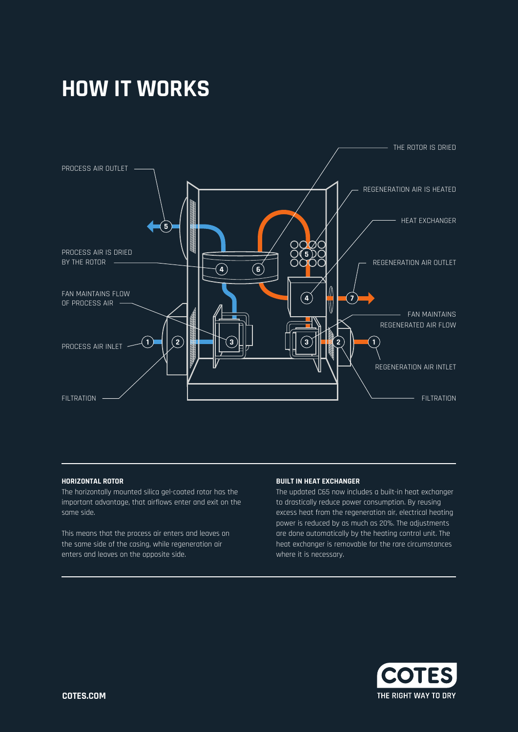# HOW IT WORKS

THE ROTOR IS DRIED

PROCESS AIR OUTLET

REGENERATION AIR IS HEATED

HEAT EXCHANGER

PROCESS AIR IS DRIED BY THE ROTOR

REGENERATION AIR OUTLET

FAN MAINTAINS FLOW OF PROCESS AIR

FAN MAINTAINS REGENERATED AIR FLOW

PROCESS AIR INLET

REGENERATION AIR INTLET

FILTRATION

FILTRATION

1
2
3
4
5
1
2
3
4
5
6
7

### HORIZONTAL ROTOR

The horizontally mounted silica gel-coated rotor has the important advantage, that airflows enter and exit on the same side.

This means that the process air enters and leaves on the same side of the casing, while regeneration air enters and leaves on the opposite side.

### BUILT IN HEAT EXCHANGER

The updated C65 now includes a built-in heat exchanger to drastically reduce power consumption. By reusing excess heat from the regeneration air, electrical heating power is reduced by as much as 20%. The adjustments are done automatically by the heating control unit. The heat exchanger is removable for the rare circumstances where it is necessary.

COTES
THE RIGHT WAY TO DRY

COTES.COM